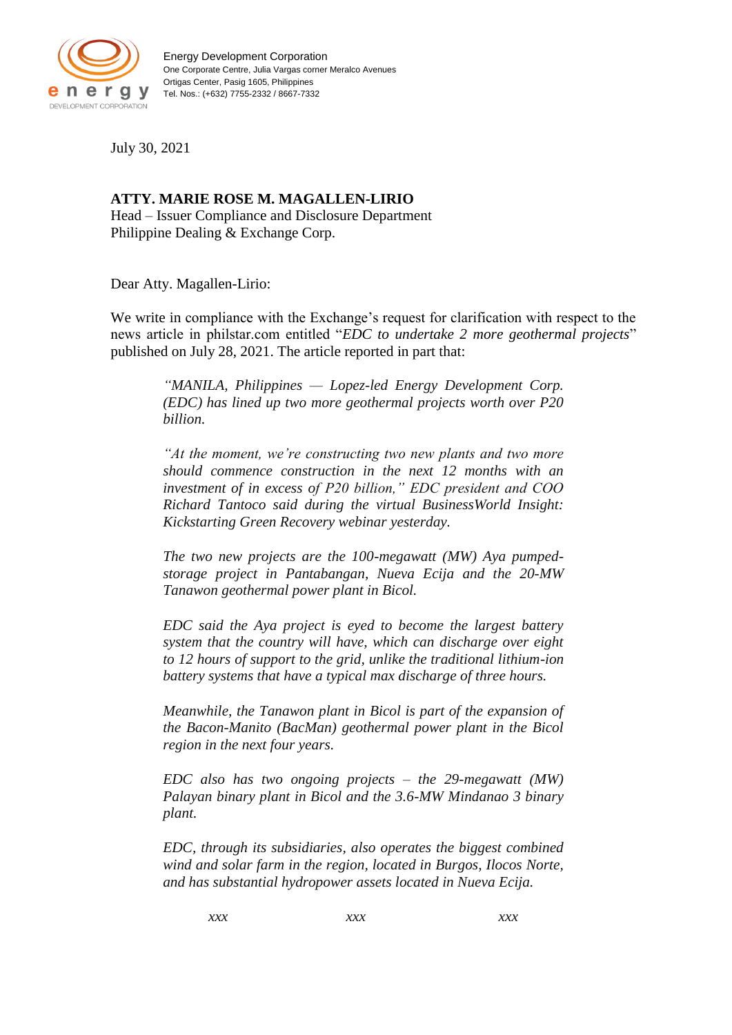Energy Development Corporation
One Corporate Centre, Julia Vargas corner Meralco Avenues
Ortigas Center, Pasig 1605, Philippines
Tel. Nos.: (+632) 7755-2332 / 8667-7332

July 30, 2021

**ATTY. MARIE ROSE M. MAGALLEN-LIRIO**
Head – Issuer Compliance and Disclosure Department
Philippine Dealing & Exchange Corp.

Dear Atty. Magallen-Lirio:

We write in compliance with the Exchange's request for clarification with respect to the news article in philstar.com entitled "*EDC to undertake 2 more geothermal projects*" published on July 28, 2021. The article reported in part that:

> *"MANILA, Philippines — Lopez-led Energy Development Corp. (EDC) has lined up two more geothermal projects worth over P20 billion.*
>
> *"At the moment, we're constructing two new plants and two more should commence construction in the next 12 months with an investment of in excess of P20 billion," EDC president and COO Richard Tantoco said during the virtual BusinessWorld Insight: Kickstarting Green Recovery webinar yesterday.*
>
> *The two new projects are the 100-megawatt (MW) Aya pumped-storage project in Pantabangan, Nueva Ecija and the 20-MW Tanawon geothermal power plant in Bicol.*
>
> *EDC said the Aya project is eyed to become the largest battery system that the country will have, which can discharge over eight to 12 hours of support to the grid, unlike the traditional lithium-ion battery systems that have a typical max discharge of three hours.*
>
> *Meanwhile, the Tanawon plant in Bicol is part of the expansion of the Bacon-Manito (BacMan) geothermal power plant in the Bicol region in the next four years.*
>
> *EDC also has two ongoing projects – the 29-megawatt (MW) Palayan binary plant in Bicol and the 3.6-MW Mindanao 3 binary plant.*
>
> *EDC, through its subsidiaries, also operates the biggest combined wind and solar farm in the region, located in Burgos, Ilocos Norte, and has substantial hydropower assets located in Nueva Ecija.*
>
> *xxx xxx xxx*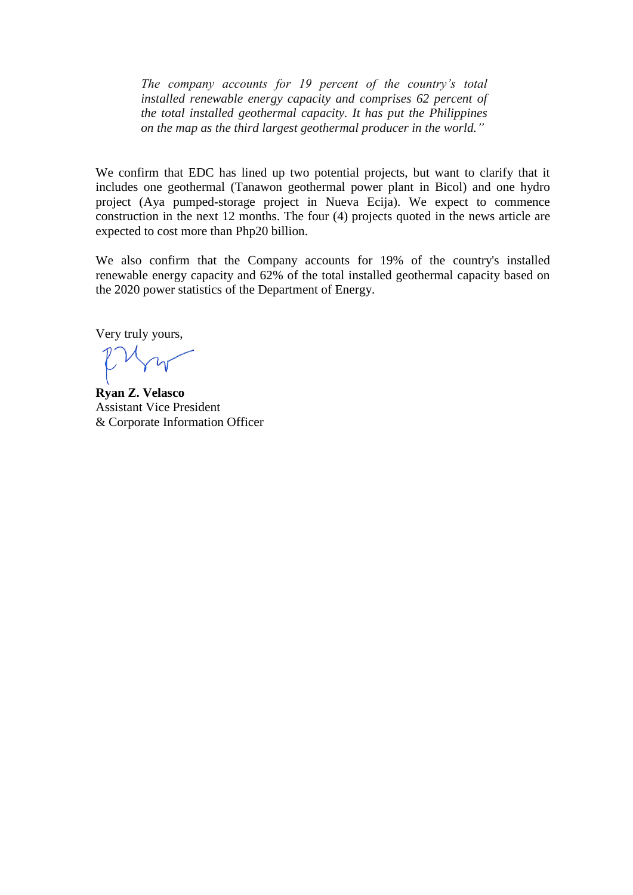> *The company accounts for 19 percent of the country's total installed renewable energy capacity and comprises 62 percent of the total installed geothermal capacity. It has put the Philippines on the map as the third largest geothermal producer in the world."*

We confirm that EDC has lined up two potential projects, but want to clarify that it includes one geothermal (Tanawon geothermal power plant in Bicol) and one hydro project (Aya pumped-storage project in Nueva Ecija). We expect to commence construction in the next 12 months. The four (4) projects quoted in the news article are expected to cost more than Php20 billion.

We also confirm that the Company accounts for 19% of the country's installed renewable energy capacity and 62% of the total installed geothermal capacity based on the 2020 power statistics of the Department of Energy.

Very truly yours,

**Ryan Z. Velasco**
Assistant Vice President
& Corporate Information Officer